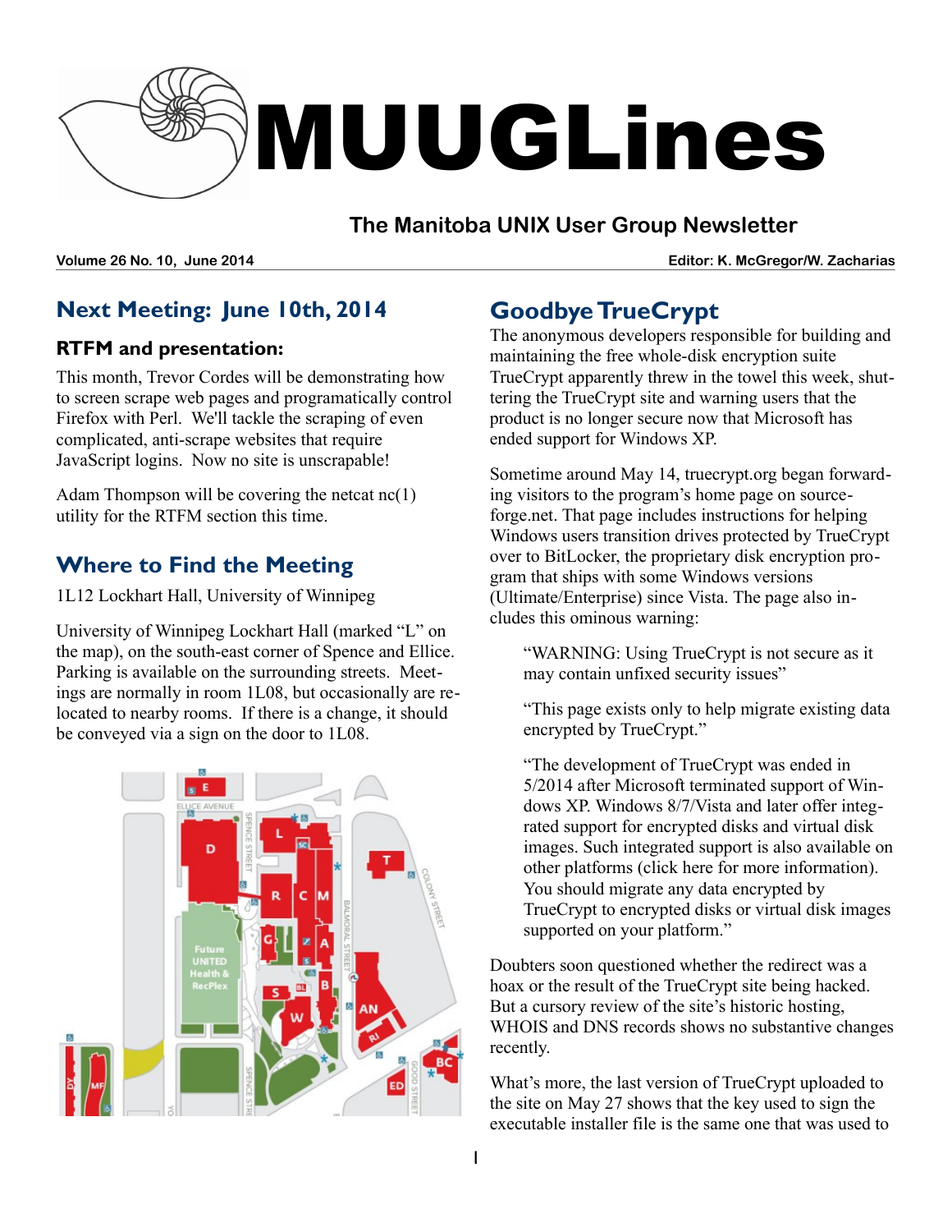# MUUGLines

## The Manitoba UNIX User Group Newsletter

**Volume 26 No. 10, June 2014** **Editor: K. McGregor/W. Zacharias**

## Next Meeting: June 10th, 2014

### RTFM and presentation:

This month, Trevor Cordes will be demonstrating how to screen scrape web pages and programatically control Firefox with Perl. We'll tackle the scraping of even complicated, anti-scrape websites that require JavaScript logins. Now no site is unscrapable!

Adam Thompson will be covering the netcat nc(1) utility for the RTFM section this time.

## Where to Find the Meeting

1L12 Lockhart Hall, University of Winnipeg

University of Winnipeg Lockhart Hall (marked "L" on the map), on the south-east corner of Spence and Ellice. Parking is available on the surrounding streets. Meetings are normally in room 1L08, but occasionally are relocated to nearby rooms. If there is a change, it should be conveyed via a sign on the door to 1L08.

## Goodbye TrueCrypt

The anonymous developers responsible for building and maintaining the free whole-disk encryption suite TrueCrypt apparently threw in the towel this week, shuttering the TrueCrypt site and warning users that the product is no longer secure now that Microsoft has ended support for Windows XP.

Sometime around May 14, truecrypt.org began forwarding visitors to the program's home page on sourceforge.net. That page includes instructions for helping Windows users transition drives protected by TrueCrypt over to BitLocker, the proprietary disk encryption program that ships with some Windows versions (Ultimate/Enterprise) since Vista. The page also includes this ominous warning:

> "WARNING: Using TrueCrypt is not secure as it may contain unfixed security issues"
>
> "This page exists only to help migrate existing data encrypted by TrueCrypt."
>
> "The development of TrueCrypt was ended in 5/2014 after Microsoft terminated support of Windows XP. Windows 8/7/Vista and later offer integrated support for encrypted disks and virtual disk images. Such integrated support is also available on other platforms (click here for more information). You should migrate any data encrypted by TrueCrypt to encrypted disks or virtual disk images supported on your platform."

Doubters soon questioned whether the redirect was a hoax or the result of the TrueCrypt site being hacked. But a cursory review of the site's historic hosting, WHOIS and DNS records shows no substantive changes recently.

What's more, the last version of TrueCrypt uploaded to the site on May 27 shows that the key used to sign the executable installer file is the same one that was used to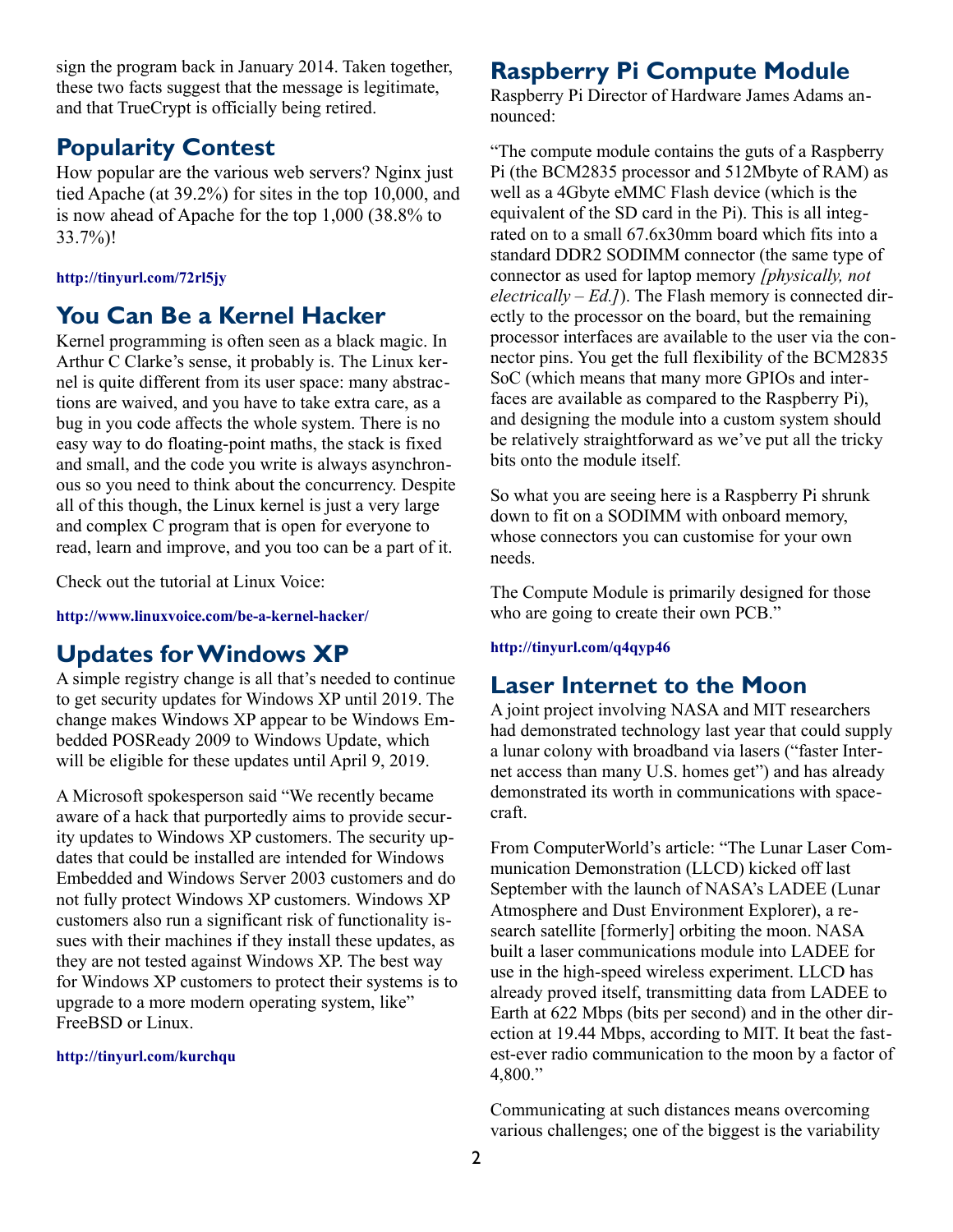sign the program back in January 2014. Taken together, these two facts suggest that the message is legitimate, and that TrueCrypt is officially being retired.

## Popularity Contest

How popular are the various web servers? Nginx just tied Apache (at 39.2%) for sites in the top 10,000, and is now ahead of Apache for the top 1,000 (38.8% to 33.7%)!

**http://tinyurl.com/72rl5jy**

## You Can Be a Kernel Hacker

Kernel programming is often seen as a black magic. In Arthur C Clarke's sense, it probably is. The Linux kernel is quite different from its user space: many abstractions are waived, and you have to take extra care, as a bug in you code affects the whole system. There is no easy way to do floating-point maths, the stack is fixed and small, and the code you write is always asynchronous so you need to think about the concurrency. Despite all of this though, the Linux kernel is just a very large and complex C program that is open for everyone to read, learn and improve, and you too can be a part of it.

Check out the tutorial at Linux Voice:

**http://www.linuxvoice.com/be-a-kernel-hacker/**

## Updates for Windows XP

A simple registry change is all that's needed to continue to get security updates for Windows XP until 2019. The change makes Windows XP appear to be Windows Embedded POSReady 2009 to Windows Update, which will be eligible for these updates until April 9, 2019.

A Microsoft spokesperson said "We recently became aware of a hack that purportedly aims to provide security updates to Windows XP customers. The security updates that could be installed are intended for Windows Embedded and Windows Server 2003 customers and do not fully protect Windows XP customers. Windows XP customers also run a significant risk of functionality issues with their machines if they install these updates, as they are not tested against Windows XP. The best way for Windows XP customers to protect their systems is to upgrade to a more modern operating system, like" FreeBSD or Linux.

**http://tinyurl.com/kurchqu**

## Raspberry Pi Compute Module

Raspberry Pi Director of Hardware James Adams announced:

"The compute module contains the guts of a Raspberry Pi (the BCM2835 processor and 512Mbyte of RAM) as well as a 4Gbyte eMMC Flash device (which is the equivalent of the SD card in the Pi). This is all integrated on to a small 67.6x30mm board which fits into a standard DDR2 SODIMM connector (the same type of connector as used for laptop memory *[physically, not electrically – Ed.]*). The Flash memory is connected directly to the processor on the board, but the remaining processor interfaces are available to the user via the connector pins. You get the full flexibility of the BCM2835 SoC (which means that many more GPIOs and interfaces are available as compared to the Raspberry Pi), and designing the module into a custom system should be relatively straightforward as we've put all the tricky bits onto the module itself.

So what you are seeing here is a Raspberry Pi shrunk down to fit on a SODIMM with onboard memory, whose connectors you can customise for your own needs.

The Compute Module is primarily designed for those who are going to create their own PCB."

**http://tinyurl.com/q4qyp46**

## Laser Internet to the Moon

A joint project involving NASA and MIT researchers had demonstrated technology last year that could supply a lunar colony with broadband via lasers ("faster Internet access than many U.S. homes get") and has already demonstrated its worth in communications with spacecraft.

From ComputerWorld's article: "The Lunar Laser Communication Demonstration (LLCD) kicked off last September with the launch of NASA's LADEE (Lunar Atmosphere and Dust Environment Explorer), a research satellite [formerly] orbiting the moon. NASA built a laser communications module into LADEE for use in the high-speed wireless experiment. LLCD has already proved itself, transmitting data from LADEE to Earth at 622 Mbps (bits per second) and in the other direction at 19.44 Mbps, according to MIT. It beat the fastest-ever radio communication to the moon by a factor of 4,800."

Communicating at such distances means overcoming various challenges; one of the biggest is the variability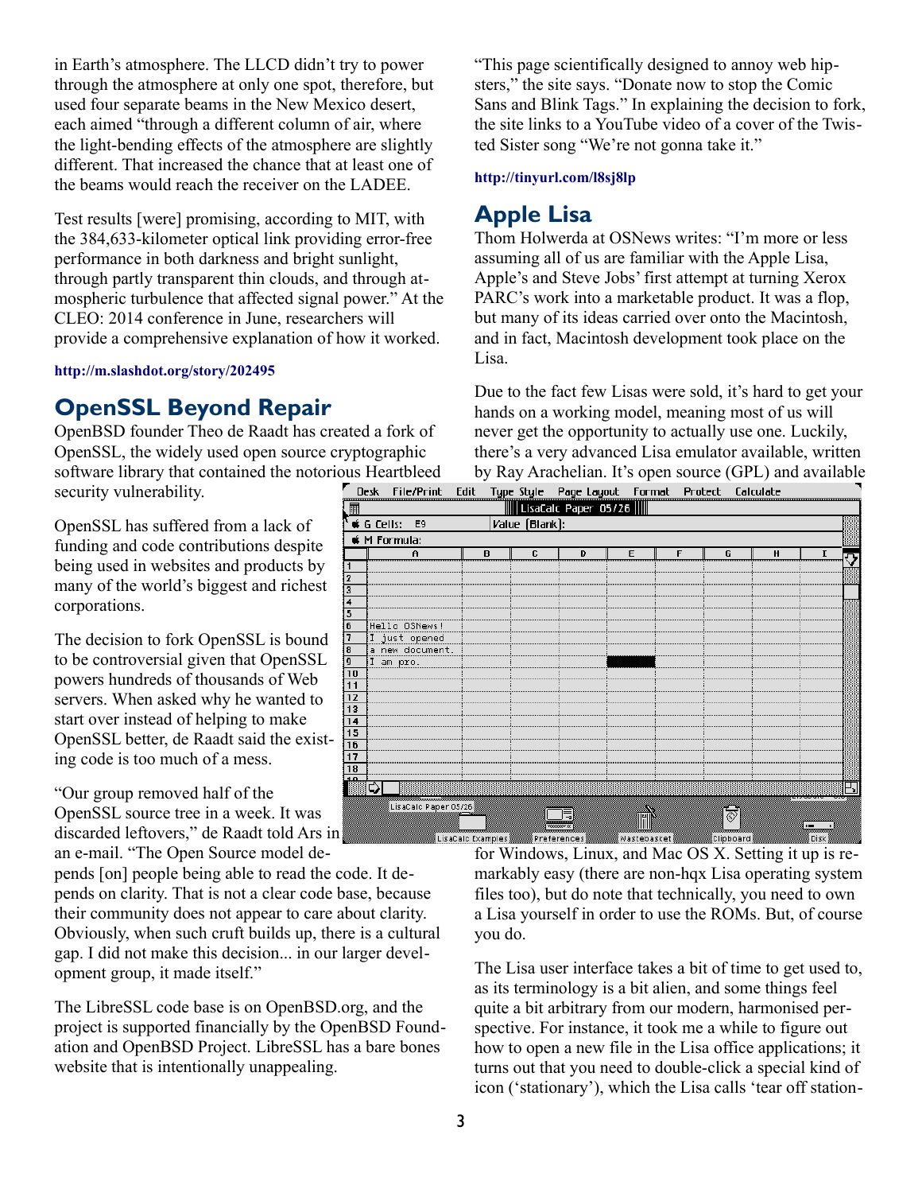in Earth's atmosphere. The LLCD didn't try to power through the atmosphere at only one spot, therefore, but used four separate beams in the New Mexico desert, each aimed "through a different column of air, where the light-bending effects of the atmosphere are slightly different. That increased the chance that at least one of the beams would reach the receiver on the LADEE.

Test results [were] promising, according to MIT, with the 384,633-kilometer optical link providing error-free performance in both darkness and bright sunlight, through partly transparent thin clouds, and through atmospheric turbulence that affected signal power." At the CLEO: 2014 conference in June, researchers will provide a comprehensive explanation of how it worked.

**http://m.slashdot.org/story/202495**

## OpenSSL Beyond Repair

OpenBSD founder Theo de Raadt has created a fork of OpenSSL, the widely used open source cryptographic software library that contained the notorious Heartbleed security vulnerability.

OpenSSL has suffered from a lack of funding and code contributions despite being used in websites and products by many of the world's biggest and richest corporations.

The decision to fork OpenSSL is bound to be controversial given that OpenSSL powers hundreds of thousands of Web servers. When asked why he wanted to start over instead of helping to make OpenSSL better, de Raadt said the existing code is too much of a mess.

"Our group removed half of the OpenSSL source tree in a week. It was discarded leftovers," de Raadt told Ars in an e-mail. "The Open Source model depends [on] people being able to read the code. It depends on clarity. That is not a clear code base, because their community does not appear to care about clarity. Obviously, when such cruft builds up, there is a cultural gap. I did not make this decision... in our larger development group, it made itself."

The LibreSSL code base is on OpenBSD.org, and the project is supported financially by the OpenBSD Foundation and OpenBSD Project. LibreSSL has a bare bones website that is intentionally unappealing.

"This page scientifically designed to annoy web hipsters," the site says. "Donate now to stop the Comic Sans and Blink Tags." In explaining the decision to fork, the site links to a YouTube video of a cover of the Twisted Sister song "We're not gonna take it."

**http://tinyurl.com/l8sj8lp**

## Apple Lisa

Thom Holwerda at OSNews writes: "I'm more or less assuming all of us are familiar with the Apple Lisa, Apple's and Steve Jobs' first attempt at turning Xerox PARC's work into a marketable product. It was a flop, but many of its ideas carried over onto the Macintosh, and in fact, Macintosh development took place on the Lisa.

Due to the fact few Lisas were sold, it's hard to get your hands on a working model, meaning most of us will never get the opportunity to actually use one. Luckily, there's a very advanced Lisa emulator available, written by Ray Arachelian. It's open source (GPL) and available for Windows, Linux, and Mac OS X. Setting it up is remarkably easy (there are non-hqx Lisa operating system files too), but do note that technically, you need to own a Lisa yourself in order to use the ROMs. But, of course you do.

The Lisa user interface takes a bit of time to get used to, as its terminology is a bit alien, and some things feel quite a bit arbitrary from our modern, harmonised perspective. For instance, it took me a while to figure out how to open a new file in the Lisa office applications; it turns out that you need to double-click a special kind of icon ('stationary'), which the Lisa calls 'tear off station-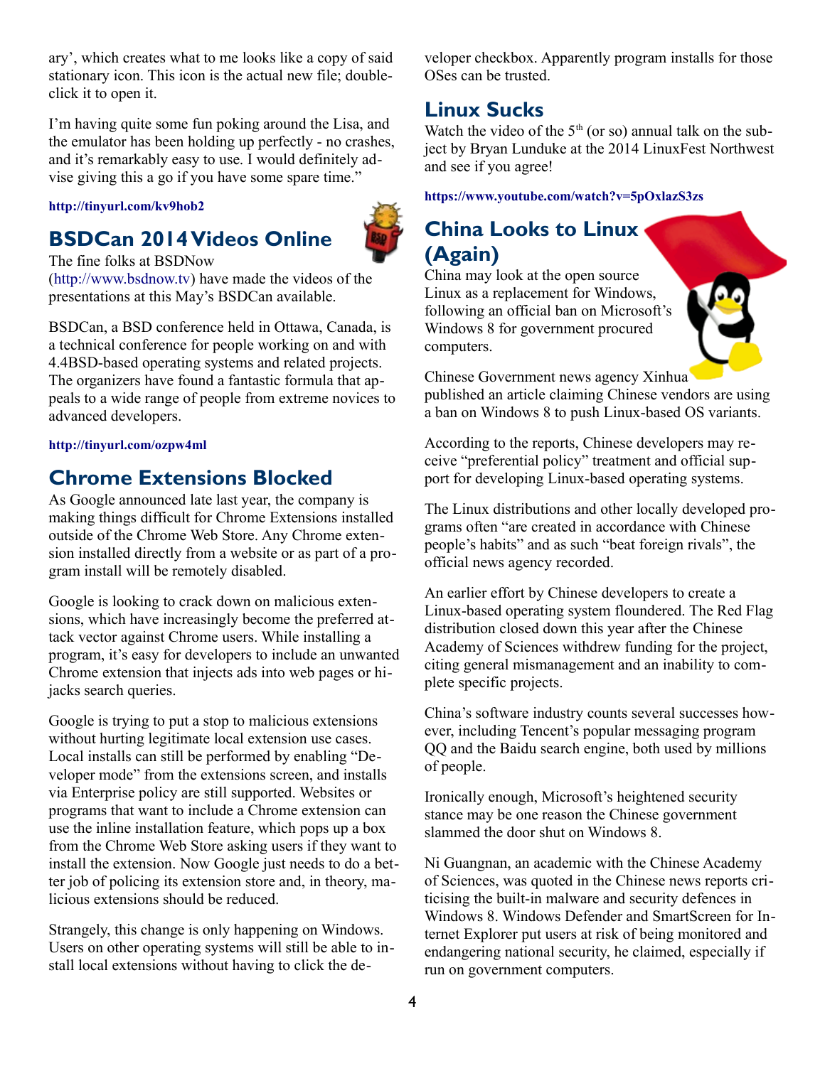ary', which creates what to me looks like a copy of said stationary icon. This icon is the actual new file; double-click it to open it.

I'm having quite some fun poking around the Lisa, and the emulator has been holding up perfectly - no crashes, and it's remarkably easy to use. I would definitely advise giving this a go if you have some spare time."

**http://tinyurl.com/kv9hob2**

## BSDCan 2014 Videos Online

The fine folks at BSDNow (http://www.bsdnow.tv) have made the videos of the presentations at this May's BSDCan available.

BSDCan, a BSD conference held in Ottawa, Canada, is a technical conference for people working on and with 4.4BSD-based operating systems and related projects. The organizers have found a fantastic formula that appeals to a wide range of people from extreme novices to advanced developers.

**http://tinyurl.com/ozpw4ml**

## Chrome Extensions Blocked

As Google announced late last year, the company is making things difficult for Chrome Extensions installed outside of the Chrome Web Store. Any Chrome extension installed directly from a website or as part of a program install will be remotely disabled.

Google is looking to crack down on malicious extensions, which have increasingly become the preferred attack vector against Chrome users. While installing a program, it's easy for developers to include an unwanted Chrome extension that injects ads into web pages or hijacks search queries.

Google is trying to put a stop to malicious extensions without hurting legitimate local extension use cases. Local installs can still be performed by enabling "Developer mode" from the extensions screen, and installs via Enterprise policy are still supported. Websites or programs that want to include a Chrome extension can use the inline installation feature, which pops up a box from the Chrome Web Store asking users if they want to install the extension. Now Google just needs to do a better job of policing its extension store and, in theory, malicious extensions should be reduced.

Strangely, this change is only happening on Windows. Users on other operating systems will still be able to install local extensions without having to click the developer checkbox. Apparently program installs for those OSes can be trusted.

## Linux Sucks

Watch the video of the 5th (or so) annual talk on the subject by Bryan Lunduke at the 2014 LinuxFest Northwest and see if you agree!

**https://www.youtube.com/watch?v=5pOxlazS3zs**

## China Looks to Linux (Again)

China may look at the open source Linux as a replacement for Windows, following an official ban on Microsoft's Windows 8 for government procured computers.

Chinese Government news agency Xinhua published an article claiming Chinese vendors are using a ban on Windows 8 to push Linux-based OS variants.

According to the reports, Chinese developers may receive "preferential policy" treatment and official support for developing Linux-based operating systems.

The Linux distributions and other locally developed programs often "are created in accordance with Chinese people's habits" and as such "beat foreign rivals", the official news agency recorded.

An earlier effort by Chinese developers to create a Linux-based operating system floundered. The Red Flag distribution closed down this year after the Chinese Academy of Sciences withdrew funding for the project, citing general mismanagement and an inability to complete specific projects.

China's software industry counts several successes however, including Tencent's popular messaging program QQ and the Baidu search engine, both used by millions of people.

Ironically enough, Microsoft's heightened security stance may be one reason the Chinese government slammed the door shut on Windows 8.

Ni Guangnan, an academic with the Chinese Academy of Sciences, was quoted in the Chinese news reports criticising the built-in malware and security defences in Windows 8. Windows Defender and SmartScreen for Internet Explorer put users at risk of being monitored and endangering national security, he claimed, especially if run on government computers.